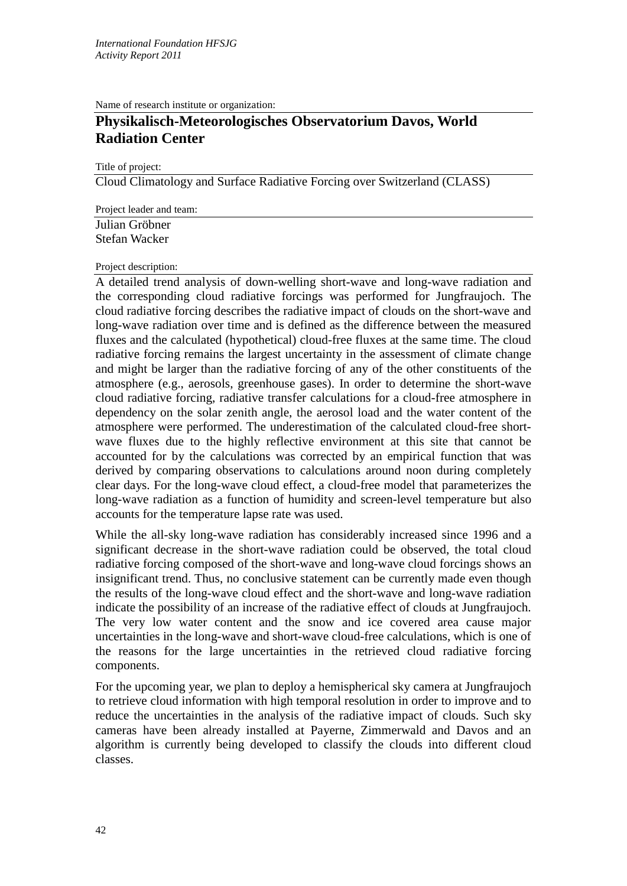Name of research institute or organization:

## Physikalisch-Meteorologisches Observatorium Davos, World Radiation Center

Title of project:

Cloud Climatology and Surface Radiative Forcing over Switzerland (CLASS)

Project leader and team:

Julian Gröbner
Stefan Wacker

Project description:

A detailed trend analysis of down-welling short-wave and long-wave radiation and the corresponding cloud radiative forcings was performed for Jungfraujoch. The cloud radiative forcing describes the radiative impact of clouds on the short-wave and long-wave radiation over time and is defined as the difference between the measured fluxes and the calculated (hypothetical) cloud-free fluxes at the same time. The cloud radiative forcing remains the largest uncertainty in the assessment of climate change and might be larger than the radiative forcing of any of the other constituents of the atmosphere (e.g., aerosols, greenhouse gases). In order to determine the short-wave cloud radiative forcing, radiative transfer calculations for a cloud-free atmosphere in dependency on the solar zenith angle, the aerosol load and the water content of the atmosphere were performed. The underestimation of the calculated cloud-free short-wave fluxes due to the highly reflective environment at this site that cannot be accounted for by the calculations was corrected by an empirical function that was derived by comparing observations to calculations around noon during completely clear days. For the long-wave cloud effect, a cloud-free model that parameterizes the long-wave radiation as a function of humidity and screen-level temperature but also accounts for the temperature lapse rate was used.

While the all-sky long-wave radiation has considerably increased since 1996 and a significant decrease in the short-wave radiation could be observed, the total cloud radiative forcing composed of the short-wave and long-wave cloud forcings shows an insignificant trend. Thus, no conclusive statement can be currently made even though the results of the long-wave cloud effect and the short-wave and long-wave radiation indicate the possibility of an increase of the radiative effect of clouds at Jungfraujoch. The very low water content and the snow and ice covered area cause major uncertainties in the long-wave and short-wave cloud-free calculations, which is one of the reasons for the large uncertainties in the retrieved cloud radiative forcing components.

For the upcoming year, we plan to deploy a hemispherical sky camera at Jungfraujoch to retrieve cloud information with high temporal resolution in order to improve and to reduce the uncertainties in the analysis of the radiative impact of clouds. Such sky cameras have been already installed at Payerne, Zimmerwald and Davos and an algorithm is currently being developed to classify the clouds into different cloud classes.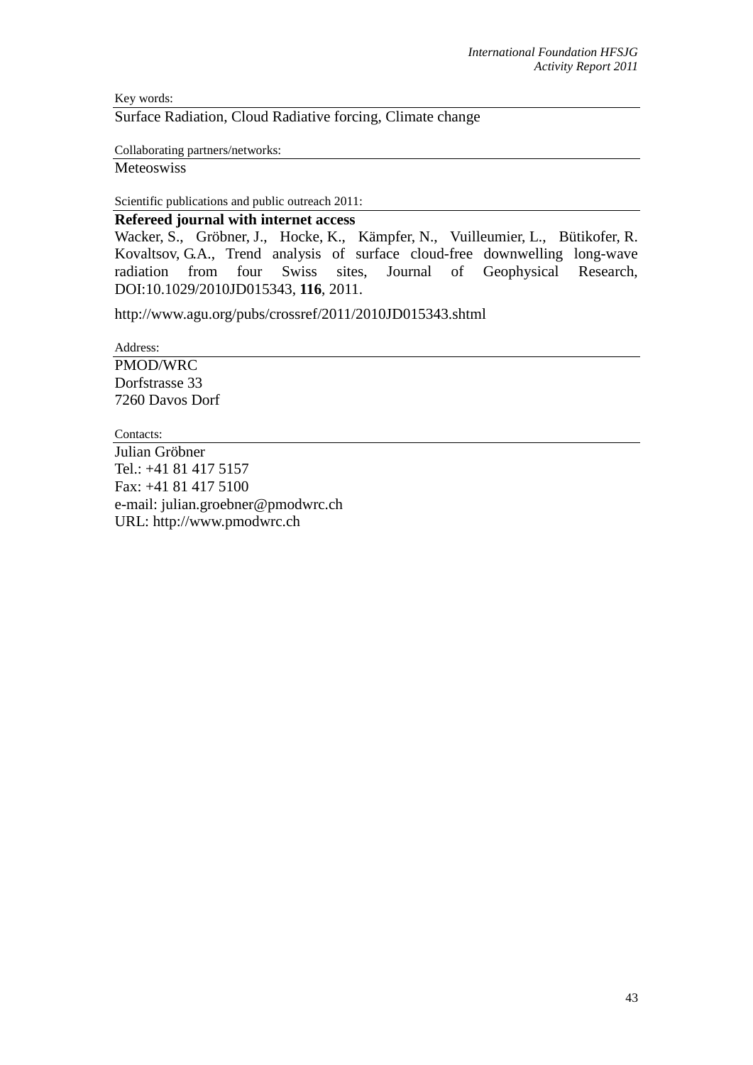Key words:

Surface Radiation, Cloud Radiative forcing, Climate change

Collaborating partners/networks:

Meteoswiss

Scientific publications and public outreach 2011:

**Refereed journal with internet access**

Wacker, S., Gröbner, J., Hocke, K., Kämpfer, N., Vuilleumier, L., Bütikofer, R. Kovaltsov, G.A., Trend analysis of surface cloud-free downwelling long-wave radiation from four Swiss sites, Journal of Geophysical Research, DOI:10.1029/2010JD015343, **116**, 2011.

http://www.agu.org/pubs/crossref/2011/2010JD015343.shtml

Address:

PMOD/WRC
Dorfstrasse 33
7260 Davos Dorf

Contacts:

Julian Gröbner
Tel.: +41 81 417 5157
Fax: +41 81 417 5100
e-mail: julian.groebner@pmodwrc.ch
URL: http://www.pmodwrc.ch